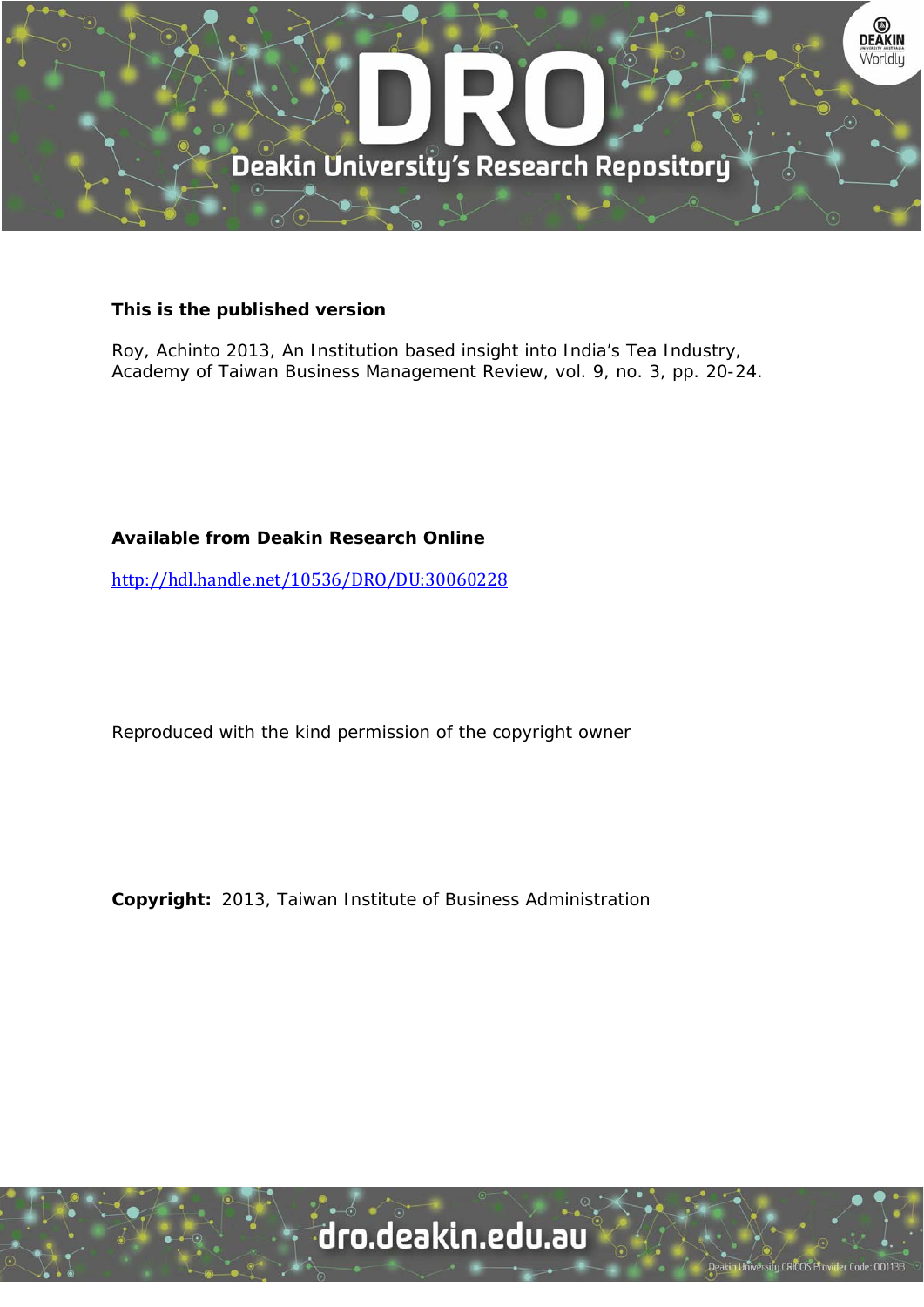**This is the published version**

Roy, Achinto 2013, An Institution based insight into India's Tea Industry, Academy of Taiwan Business Management Review, vol. 9, no. 3, pp. 20-24.

**Available from Deakin Research Online**

http://hdl.handle.net/10536/DRO/DU:30060228

Reproduced with the kind permission of the copyright owner

**Copyright:** 2013, Taiwan Institute of Business Administration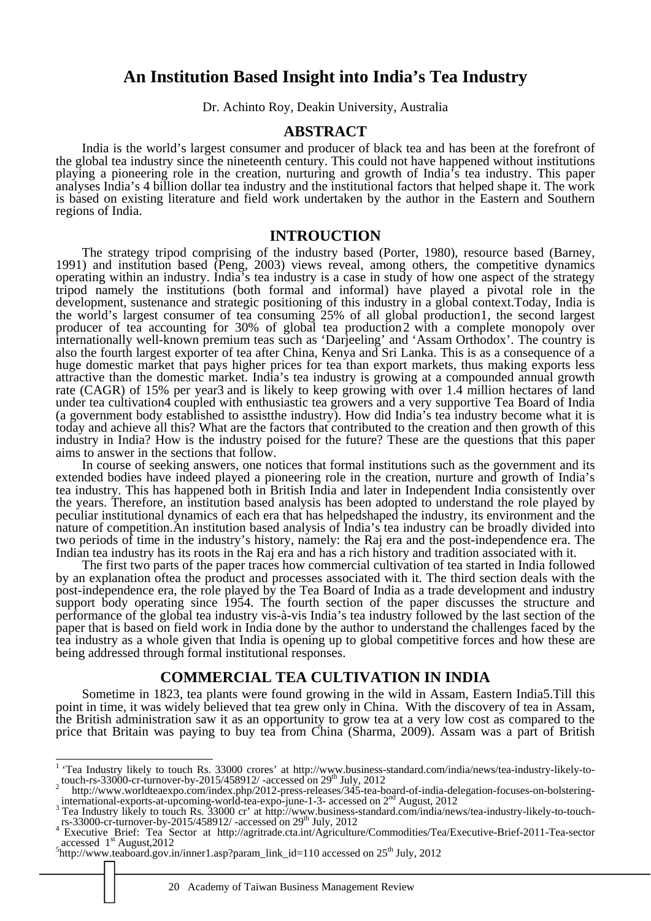# An Institution Based Insight into India's Tea Industry

Dr. Achinto Roy, Deakin University, Australia

## ABSTRACT

India is the world's largest consumer and producer of black tea and has been at the forefront of the global tea industry since the nineteenth century. This could not have happened without institutions playing a pioneering role in the creation, nurturing and growth of India's tea industry. This paper analyses India's 4 billion dollar tea industry and the institutional factors that helped shape it. The work is based on existing literature and field work undertaken by the author in the Eastern and Southern regions of India.

## INTROUCTION

The strategy tripod comprising of the industry based (Porter, 1980), resource based (Barney, 1991) and institution based (Peng, 2003) views reveal, among others, the competitive dynamics operating within an industry. India's tea industry is a case in study of how one aspect of the strategy tripod namely the institutions (both formal and informal) have played a pivotal role in the development, sustenance and strategic positioning of this industry in a global context.Today, India is the world's largest consumer of tea consuming 25% of all global production[1], the second largest producer of tea accounting for 30% of global tea production[2] with a complete monopoly over internationally well-known premium teas such as 'Darjeeling' and 'Assam Orthodox'. The country is also the fourth largest exporter of tea after China, Kenya and Sri Lanka. This is as a consequence of a huge domestic market that pays higher prices for tea than export markets, thus making exports less attractive than the domestic market. India's tea industry is growing at a compounded annual growth rate (CAGR) of 15% per year[3] and is likely to keep growing with over 1.4 million hectares of land under tea cultivation[4] coupled with enthusiastic tea growers and a very supportive Tea Board of India (a government body established to assistthe industry). How did India's tea industry become what it is today and achieve all this? What are the factors that contributed to the creation and then growth of this industry in India? How is the industry poised for the future? These are the questions that this paper aims to answer in the sections that follow.

In course of seeking answers, one notices that formal institutions such as the government and its extended bodies have indeed played a pioneering role in the creation, nurture and growth of India's tea industry. This has happened both in British India and later in Independent India consistently over the years. Therefore, an institution based analysis has been adopted to understand the role played by peculiar institutional dynamics of each era that has helpedshaped the industry, its environment and the nature of competition.An institution based analysis of India's tea industry can be broadly divided into two periods of time in the industry's history, namely: the Raj era and the post-independence era. The Indian tea industry has its roots in the Raj era and has a rich history and tradition associated with it.

The first two parts of the paper traces how commercial cultivation of tea started in India followed by an explanation oftea the product and processes associated with it. The third section deals with the post-independence era, the role played by the Tea Board of India as a trade development and industry support body operating since 1954. The fourth section of the paper discusses the structure and performance of the global tea industry vis-à-vis India's tea industry followed by the last section of the paper that is based on field work in India done by the author to understand the challenges faced by the tea industry as a whole given that India is opening up to global competitive forces and how these are being addressed through formal institutional responses.

## COMMERCIAL TEA CULTIVATION IN INDIA

Sometime in 1823, tea plants were found growing in the wild in Assam, Eastern India[5].Till this point in time, it was widely believed that tea grew only in China. With the discovery of tea in Assam, the British administration saw it as an opportunity to grow tea at a very low cost as compared to the price that Britain was paying to buy tea from China (Sharma, 2009). Assam was a part of British

---

[1] 'Tea Industry likely to touch Rs. 33000 crores' at http://www.business-standard.com/india/news/tea-industry-likely-to-touch-rs-33000-cr-turnover-by-2015/458912/ -accessed on 29th July, 2012

[2] http://www.worldteaexpo.com/index.php/2012-press-releases/345-tea-board-of-india-delegation-focuses-on-bolstering-international-exports-at-upcoming-world-tea-expo-june-1-3- accessed on 2nd August, 2012

[3] Tea Industry likely to touch Rs. 33000 cr' at http://www.business-standard.com/india/news/tea-industry-likely-to-touch-rs-33000-cr-turnover-by-2015/458912/ -accessed on 29th July, 2012

[4] Executive Brief: Tea Sector at http://agritrade.cta.int/Agriculture/Commodities/Tea/Executive-Brief-2011-Tea-sector accessed 1st August,2012

[5] http://www.teaboard.gov.in/inner1.asp?param_link_id=110 accessed on 25th July, 2012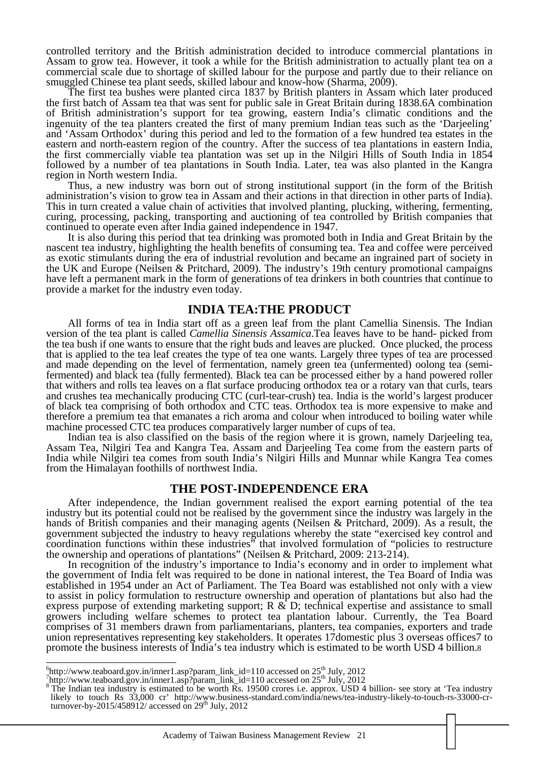controlled territory and the British administration decided to introduce commercial plantations in Assam to grow tea. However, it took a while for the British administration to actually plant tea on a commercial scale due to shortage of skilled labour for the purpose and partly due to their reliance on smuggled Chinese tea plant seeds, skilled labour and know-how (Sharma, 2009).

The first tea bushes were planted circa 1837 by British planters in Assam which later produced the first batch of Assam tea that was sent for public sale in Great Britain during 1838.6A combination of British administration's support for tea growing, eastern India's climatic conditions and the ingenuity of the tea planters created the first of many premium Indian teas such as the 'Darjeeling' and 'Assam Orthodox' during this period and led to the formation of a few hundred tea estates in the eastern and north-eastern region of the country. After the success of tea plantations in eastern India, the first commercially viable tea plantation was set up in the Nilgiri Hills of South India in 1854 followed by a number of tea plantations in South India. Later, tea was also planted in the Kangra region in North western India.

Thus, a new industry was born out of strong institutional support (in the form of the British administration's vision to grow tea in Assam and their actions in that direction in other parts of India). This in turn created a value chain of activities that involved planting, plucking, withering, fermenting, curing, processing, packing, transporting and auctioning of tea controlled by British companies that continued to operate even after India gained independence in 1947.

It is also during this period that tea drinking was promoted both in India and Great Britain by the nascent tea industry, highlighting the health benefits of consuming tea. Tea and coffee were perceived as exotic stimulants during the era of industrial revolution and became an ingrained part of society in the UK and Europe (Neilsen & Pritchard, 2009). The industry's 19th century promotional campaigns have left a permanent mark in the form of generations of tea drinkers in both countries that continue to provide a market for the industry even today.

## INDIA TEA:THE PRODUCT

All forms of tea in India start off as a green leaf from the plant Camellia Sinensis. The Indian version of the tea plant is called *Camellia Sinensis Assamica*.Tea leaves have to be hand- picked from the tea bush if one wants to ensure that the right buds and leaves are plucked. Once plucked, the process that is applied to the tea leaf creates the type of tea one wants. Largely three types of tea are processed and made depending on the level of fermentation, namely green tea (unfermented) oolong tea (semi-fermented) and black tea (fully fermented). Black tea can be processed either by a hand powered roller that withers and rolls tea leaves on a flat surface producing orthodox tea or a rotary van that curls, tears and crushes tea mechanically producing CTC (curl-tear-crush) tea. India is the world's largest producer of black tea comprising of both orthodox and CTC teas. Orthodox tea is more expensive to make and therefore a premium tea that emanates a rich aroma and colour when introduced to boiling water while machine processed CTC tea produces comparatively larger number of cups of tea.

Indian tea is also classified on the basis of the region where it is grown, namely Darjeeling tea, Assam Tea, Nilgiri Tea and Kangra Tea. Assam and Darjeeling Tea come from the eastern parts of India while Nilgiri tea comes from south India's Nilgiri Hills and Munnar while Kangra Tea comes from the Himalayan foothills of northwest India.

## THE POST-INDEPENDENCE ERA

After independence, the Indian government realised the export earning potential of the tea industry but its potential could not be realised by the government since the industry was largely in the hands of British companies and their managing agents (Neilsen & Pritchard, 2009). As a result, the government subjected the industry to heavy regulations whereby the state "exercised key control and coordination functions within these industries" that involved formulation of "policies to restructure the ownership and operations of plantations" (Neilsen & Pritchard, 2009: 213-214).

In recognition of the industry's importance to India's economy and in order to implement what the government of India felt was required to be done in national interest, the Tea Board of India was established in 1954 under an Act of Parliament. The Tea Board was established not only with a view to assist in policy formulation to restructure ownership and operation of plantations but also had the express purpose of extending marketing support; R & D; technical expertise and assistance to small growers including welfare schemes to protect tea plantation labour. Currently, the Tea Board comprises of 31 members drawn from parliamentarians, planters, tea companies, exporters and trade union representatives representing key stakeholders. It operates 17domestic plus 3 overseas offices7 to promote the business interests of India's tea industry which is estimated to be worth USD 4 billion.8

---

[6] http://www.teaboard.gov.in/inner1.asp?param_link_id=110 accessed on 25th July, 2012

[7] http://www.teaboard.gov.in/inner1.asp?param_link_id=110 accessed on 25th July, 2012

[8] The Indian tea industry is estimated to be worth Rs. 19500 crores i.e. approx. USD 4 billion- see story at 'Tea industry likely to touch Rs 33,000 cr' http://www.business-standard.com/india/news/tea-industry-likely-to-touch-rs-33000-cr-turnover-by-2015/458912/ accessed on 29th July, 2012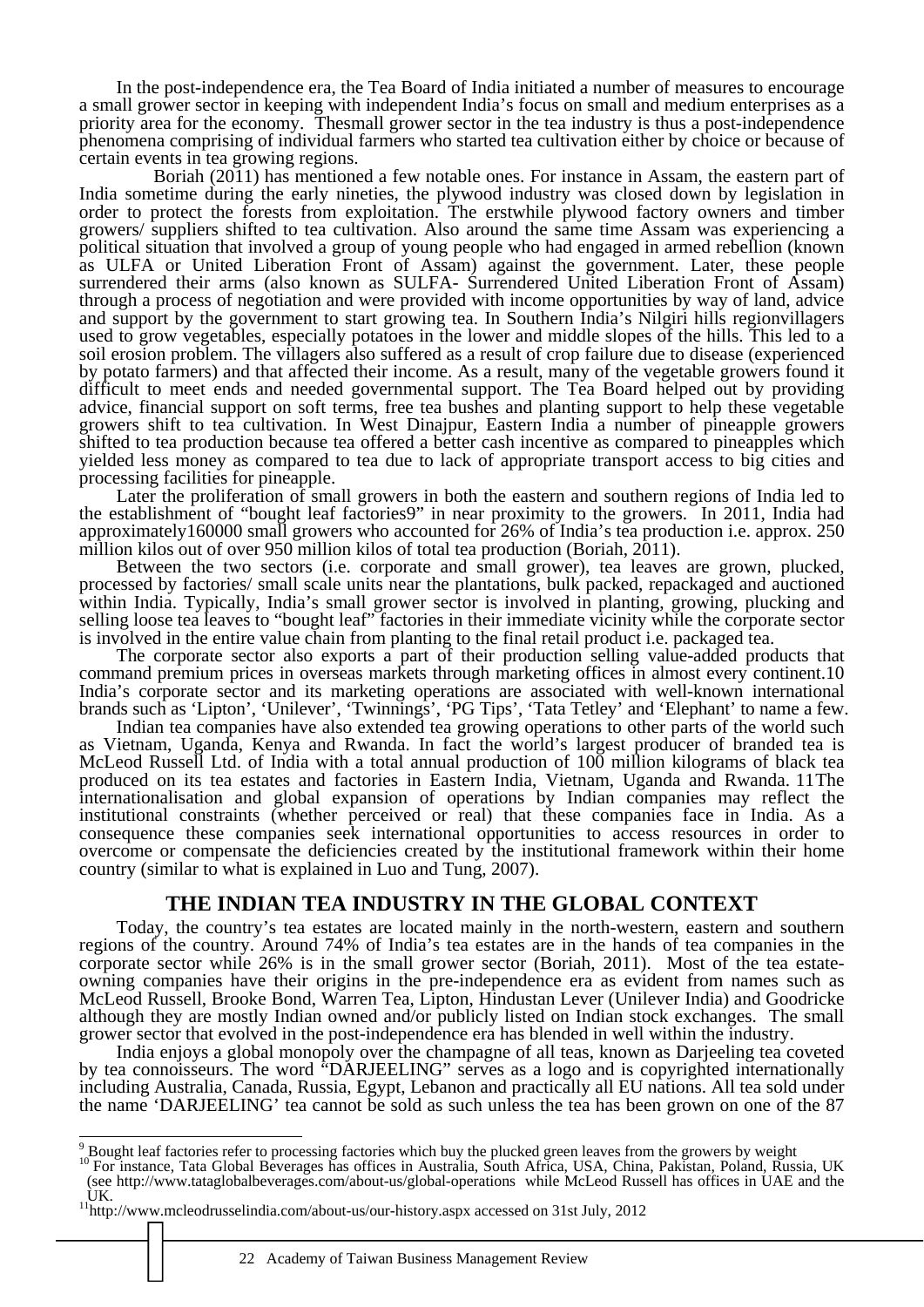In the post-independence era, the Tea Board of India initiated a number of measures to encourage a small grower sector in keeping with independent India's focus on small and medium enterprises as a priority area for the economy. Thesmall grower sector in the tea industry is thus a post-independence phenomena comprising of individual farmers who started tea cultivation either by choice or because of certain events in tea growing regions.

Boriah (2011) has mentioned a few notable ones. For instance in Assam, the eastern part of India sometime during the early nineties, the plywood industry was closed down by legislation in order to protect the forests from exploitation. The erstwhile plywood factory owners and timber growers/ suppliers shifted to tea cultivation. Also around the same time Assam was experiencing a political situation that involved a group of young people who had engaged in armed rebellion (known as ULFA or United Liberation Front of Assam) against the government. Later, these people surrendered their arms (also known as SULFA- Surrendered United Liberation Front of Assam) through a process of negotiation and were provided with income opportunities by way of land, advice and support by the government to start growing tea. In Southern India's Nilgiri hills regionvillagers used to grow vegetables, especially potatoes in the lower and middle slopes of the hills. This led to a soil erosion problem. The villagers also suffered as a result of crop failure due to disease (experienced by potato farmers) and that affected their income. As a result, many of the vegetable growers found it difficult to meet ends and needed governmental support. The Tea Board helped out by providing advice, financial support on soft terms, free tea bushes and planting support to help these vegetable growers shift to tea cultivation. In West Dinajpur, Eastern India a number of pineapple growers shifted to tea production because tea offered a better cash incentive as compared to pineapples which yielded less money as compared to tea due to lack of appropriate transport access to big cities and processing facilities for pineapple.

Later the proliferation of small growers in both the eastern and southern regions of India led to the establishment of "bought leaf factories[9]" in near proximity to the growers. In 2011, India had approximately160000 small growers who accounted for 26% of India's tea production i.e. approx. 250 million kilos out of over 950 million kilos of total tea production (Boriah, 2011).

Between the two sectors (i.e. corporate and small grower), tea leaves are grown, plucked, processed by factories/ small scale units near the plantations, bulk packed, repackaged and auctioned within India. Typically, India's small grower sector is involved in planting, growing, plucking and selling loose tea leaves to "bought leaf" factories in their immediate vicinity while the corporate sector is involved in the entire value chain from planting to the final retail product i.e. packaged tea.

The corporate sector also exports a part of their production selling value-added products that command premium prices in overseas markets through marketing offices in almost every continent.[10] India's corporate sector and its marketing operations are associated with well-known international brands such as 'Lipton', 'Unilever', 'Twinnings', 'PG Tips', 'Tata Tetley' and 'Elephant' to name a few.

Indian tea companies have also extended tea growing operations to other parts of the world such as Vietnam, Uganda, Kenya and Rwanda. In fact the world's largest producer of branded tea is McLeod Russell Ltd. of India with a total annual production of 100 million kilograms of black tea produced on its tea estates and factories in Eastern India, Vietnam, Uganda and Rwanda.[11] The internationalisation and global expansion of operations by Indian companies may reflect the institutional constraints (whether perceived or real) that these companies face in India. As a consequence these companies seek international opportunities to access resources in order to overcome or compensate the deficiencies created by the institutional framework within their home country (similar to what is explained in Luo and Tung, 2007).

## THE INDIAN TEA INDUSTRY IN THE GLOBAL CONTEXT

Today, the country's tea estates are located mainly in the north-western, eastern and southern regions of the country. Around 74% of India's tea estates are in the hands of tea companies in the corporate sector while 26% is in the small grower sector (Boriah, 2011). Most of the tea estate-owning companies have their origins in the pre-independence era as evident from names such as McLeod Russell, Brooke Bond, Warren Tea, Lipton, Hindustan Lever (Unilever India) and Goodricke although they are mostly Indian owned and/or publicly listed on Indian stock exchanges. The small grower sector that evolved in the post-independence era has blended in well within the industry.

India enjoys a global monopoly over the champagne of all teas, known as Darjeeling tea coveted by tea connoisseurs. The word "DARJEELING" serves as a logo and is copyrighted internationally including Australia, Canada, Russia, Egypt, Lebanon and practically all EU nations. All tea sold under the name 'DARJEELING' tea cannot be sold as such unless the tea has been grown on one of the 87

---

[9] Bought leaf factories refer to processing factories which buy the plucked green leaves from the growers by weight

[10] For instance, Tata Global Beverages has offices in Australia, South Africa, USA, China, Pakistan, Poland, Russia, UK (see http://www.tataglobalbeverages.com/about-us/global-operations while McLeod Russell has offices in UAE and the UK.

[11] http://www.mcleodrusselindia.com/about-us/our-history.aspx accessed on 31st July, 2012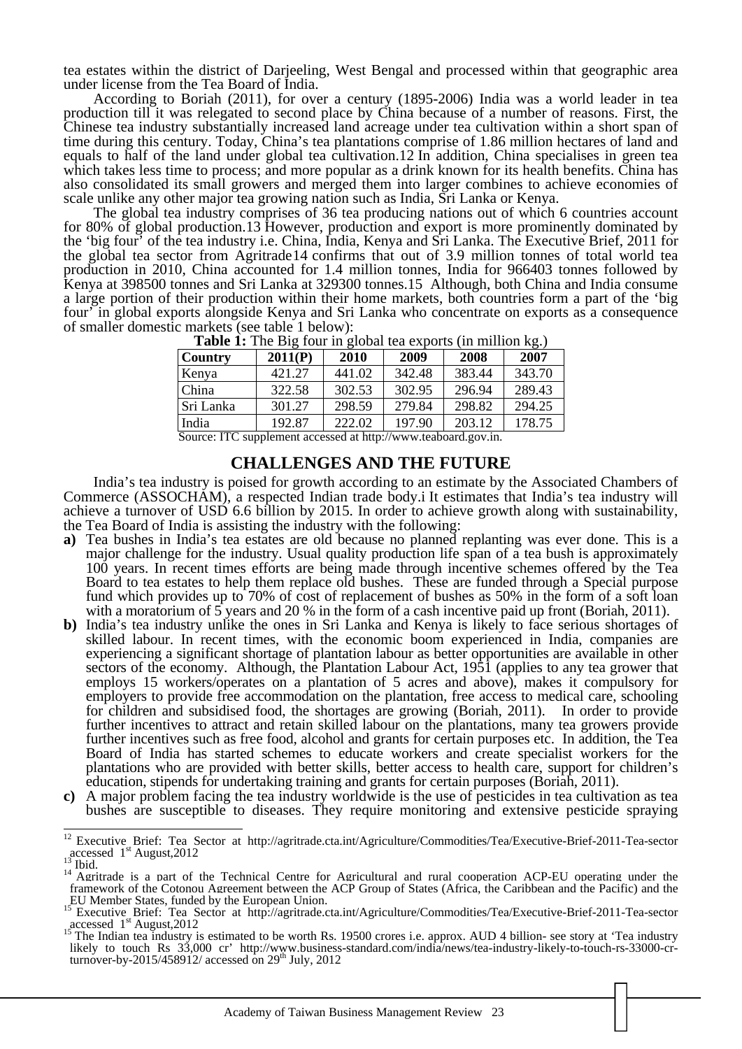tea estates within the district of Darjeeling, West Bengal and processed within that geographic area under license from the Tea Board of India.

According to Boriah (2011), for over a century (1895-2006) India was a world leader in tea production till it was relegated to second place by China because of a number of reasons. First, the Chinese tea industry substantially increased land acreage under tea cultivation within a short span of time during this century. Today, China's tea plantations comprise of 1.86 million hectares of land and equals to half of the land under global tea cultivation.[12] In addition, China specialises in green tea which takes less time to process; and more popular as a drink known for its health benefits. China has also consolidated its small growers and merged them into larger combines to achieve economies of scale unlike any other major tea growing nation such as India, Sri Lanka or Kenya.

The global tea industry comprises of 36 tea producing nations out of which 6 countries account for 80% of global production.[13] However, production and export is more prominently dominated by the 'big four' of the tea industry i.e. China, India, Kenya and Sri Lanka. The Executive Brief, 2011 for the global tea sector from Agritrade[14] confirms that out of 3.9 million tonnes of total world tea production in 2010, China accounted for 1.4 million tonnes, India for 966403 tonnes followed by Kenya at 398500 tonnes and Sri Lanka at 329300 tonnes.[15] Although, both China and India consume a large portion of their production within their home markets, both countries form a part of the 'big four' in global exports alongside Kenya and Sri Lanka who concentrate on exports as a consequence of smaller domestic markets (see table 1 below):

**Table 1:** The Big four in global tea exports (in million kg.)

| Country | 2011(P) | 2010 | 2009 | 2008 | 2007 |
|---|---|---|---|---|---|
| Kenya | 421.27 | 441.02 | 342.48 | 383.44 | 343.70 |
| China | 322.58 | 302.53 | 302.95 | 296.94 | 289.43 |
| Sri Lanka | 301.27 | 298.59 | 279.84 | 298.82 | 294.25 |
| India | 192.87 | 222.02 | 197.90 | 203.12 | 178.75 |

Source: ITC supplement accessed at http://www.teaboard.gov.in.

## CHALLENGES AND THE FUTURE

India's tea industry is poised for growth according to an estimate by the Associated Chambers of Commerce (ASSOCHAM), a respected Indian trade body.[i] It estimates that India's tea industry will achieve a turnover of USD 6.6 billion by 2015. In order to achieve growth along with sustainability, the Tea Board of India is assisting the industry with the following:

**a)** Tea bushes in India's tea estates are old because no planned replanting was ever done. This is a major challenge for the industry. Usual quality production life span of a tea bush is approximately 100 years. In recent times efforts are being made through incentive schemes offered by the Tea Board to tea estates to help them replace old bushes. These are funded through a Special purpose fund which provides up to 70% of cost of replacement of bushes as 50% in the form of a soft loan with a moratorium of 5 years and 20 % in the form of a cash incentive paid up front (Boriah, 2011).

**b)** India's tea industry unlike the ones in Sri Lanka and Kenya is likely to face serious shortages of skilled labour. In recent times, with the economic boom experienced in India, companies are experiencing a significant shortage of plantation labour as better opportunities are available in other sectors of the economy. Although, the Plantation Labour Act, 1951 (applies to any tea grower that employs 15 workers/operates on a plantation of 5 acres and above), makes it compulsory for employers to provide free accommodation on the plantation, free access to medical care, schooling for children and subsidised food, the shortages are growing (Boriah, 2011). In order to provide further incentives to attract and retain skilled labour on the plantations, many tea growers provide further incentives such as free food, alcohol and grants for certain purposes etc. In addition, the Tea Board of India has started schemes to educate workers and create specialist workers for the plantations who are provided with better skills, better access to health care, support for children's education, stipends for undertaking training and grants for certain purposes (Boriah, 2011).

**c)** A major problem facing the tea industry worldwide is the use of pesticides in tea cultivation as tea bushes are susceptible to diseases. They require monitoring and extensive pesticide spraying

---

[12] Executive Brief: Tea Sector at http://agritrade.cta.int/Agriculture/Commodities/Tea/Executive-Brief-2011-Tea-sector accessed 1st August,2012

[13] Ibid.

[14] Agritrade is a part of the Technical Centre for Agricultural and rural cooperation ACP-EU operating under the framework of the Cotonou Agreement between the ACP Group of States (Africa, the Caribbean and the Pacific) and the EU Member States, funded by the European Union.

[15] Executive Brief: Tea Sector at http://agritrade.cta.int/Agriculture/Commodities/Tea/Executive-Brief-2011-Tea-sector accessed 1st August,2012

[15] The Indian tea industry is estimated to be worth Rs. 19500 crores i.e. approx. AUD 4 billion- see story at 'Tea industry likely to touch Rs 33,000 cr' http://www.business-standard.com/india/news/tea-industry-likely-to-touch-rs-33000-cr-turnover-by-2015/458912/ accessed on 29th July, 2012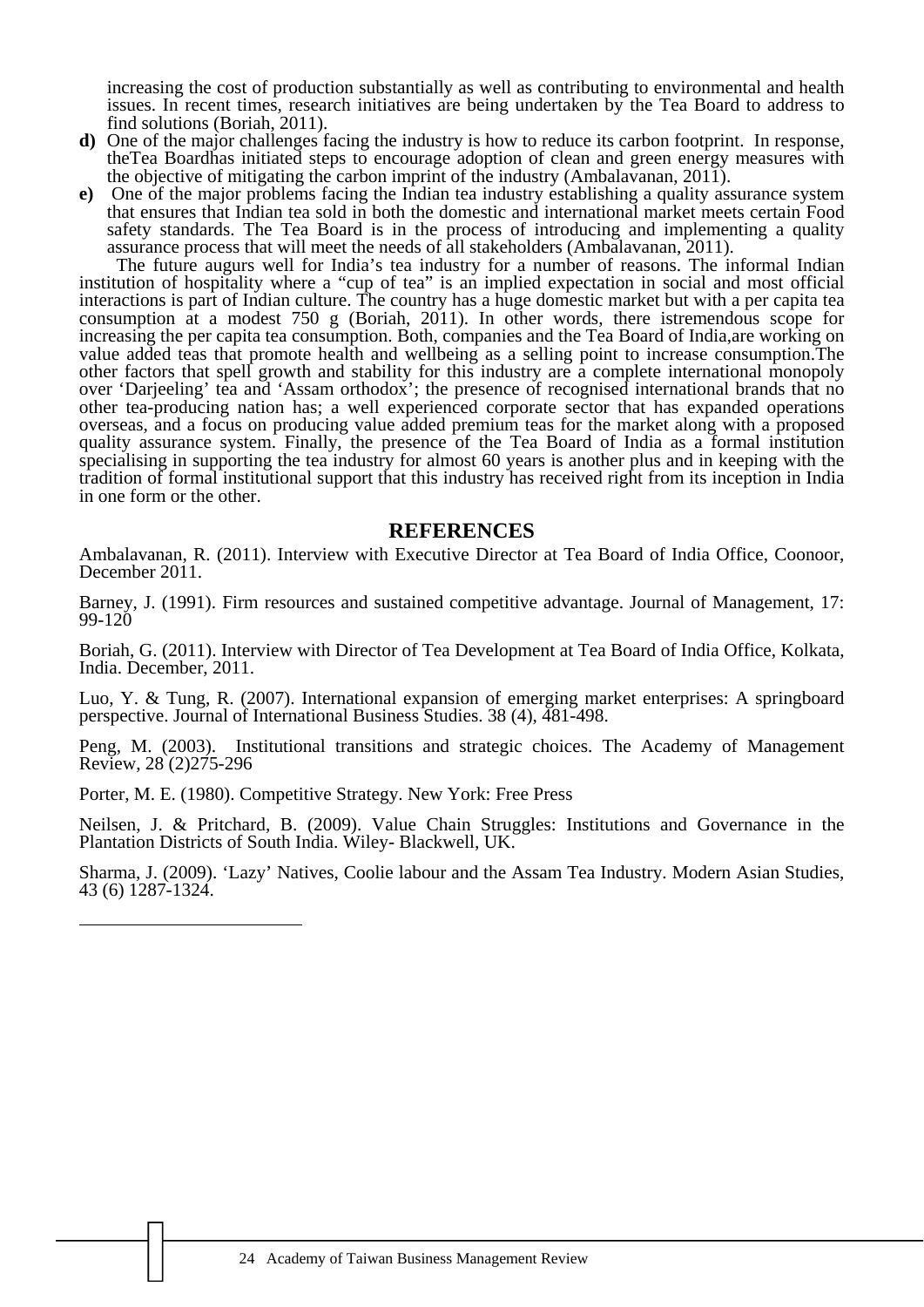increasing the cost of production substantially as well as contributing to environmental and health issues. In recent times, research initiatives are being undertaken by the Tea Board to address to find solutions (Boriah, 2011).

**d)** One of the major challenges facing the industry is how to reduce its carbon footprint. In response, theTea Boardhas initiated steps to encourage adoption of clean and green energy measures with the objective of mitigating the carbon imprint of the industry (Ambalavanan, 2011).

**e)** One of the major problems facing the Indian tea industry establishing a quality assurance system that ensures that Indian tea sold in both the domestic and international market meets certain Food safety standards. The Tea Board is in the process of introducing and implementing a quality assurance process that will meet the needs of all stakeholders (Ambalavanan, 2011).

The future augurs well for India's tea industry for a number of reasons. The informal Indian institution of hospitality where a "cup of tea" is an implied expectation in social and most official interactions is part of Indian culture. The country has a huge domestic market but with a per capita tea consumption at a modest 750 g (Boriah, 2011). In other words, there istremendous scope for increasing the per capita tea consumption. Both, companies and the Tea Board of India,are working on value added teas that promote health and wellbeing as a selling point to increase consumption.The other factors that spell growth and stability for this industry are a complete international monopoly over 'Darjeeling' tea and 'Assam orthodox'; the presence of recognised international brands that no other tea-producing nation has; a well experienced corporate sector that has expanded operations overseas, and a focus on producing value added premium teas for the market along with a proposed quality assurance system. Finally, the presence of the Tea Board of India as a formal institution specialising in supporting the tea industry for almost 60 years is another plus and in keeping with the tradition of formal institutional support that this industry has received right from its inception in India in one form or the other.

## REFERENCES

Ambalavanan, R. (2011). Interview with Executive Director at Tea Board of India Office, Coonoor, December 2011.

Barney, J. (1991). Firm resources and sustained competitive advantage. Journal of Management, 17: 99-120

Boriah, G. (2011). Interview with Director of Tea Development at Tea Board of India Office, Kolkata, India. December, 2011.

Luo, Y. & Tung, R. (2007). International expansion of emerging market enterprises: A springboard perspective. Journal of International Business Studies. 38 (4), 481-498.

Peng, M. (2003). Institutional transitions and strategic choices. The Academy of Management Review, 28 (2)275-296

Porter, M. E. (1980). Competitive Strategy. New York: Free Press

Neilsen, J. & Pritchard, B. (2009). Value Chain Struggles: Institutions and Governance in the Plantation Districts of South India. Wiley- Blackwell, UK.

Sharma, J. (2009). 'Lazy' Natives, Coolie labour and the Assam Tea Industry. Modern Asian Studies, 43 (6) 1287-1324.